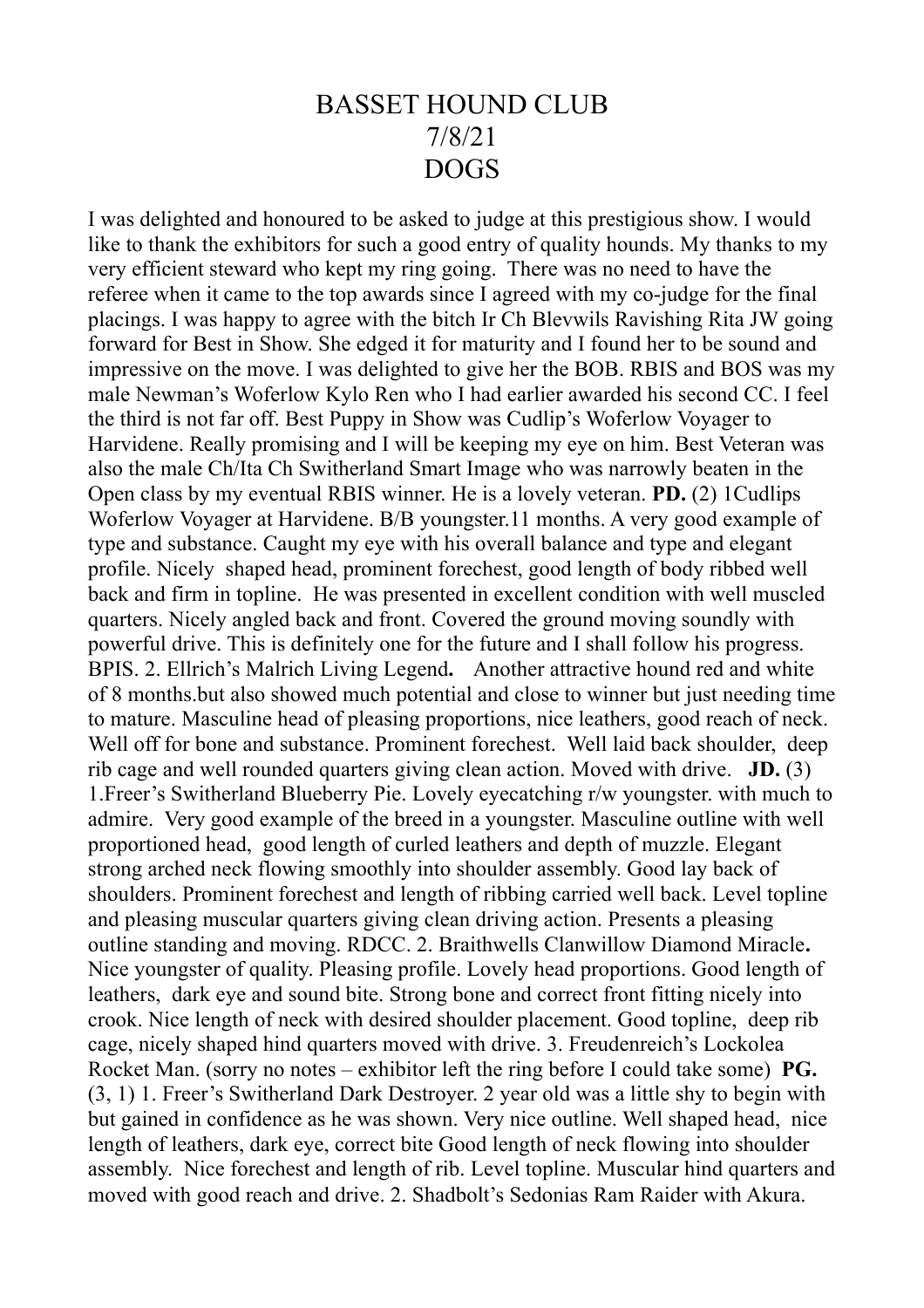# BASSET HOUND CLUB
## 7/8/21
## DOGS

I was delighted and honoured to be asked to judge at this prestigious show. I would like to thank the exhibitors for such a good entry of quality hounds. My thanks to my very efficient steward who kept my ring going. There was no need to have the referee when it came to the top awards since I agreed with my co-judge for the final placings. I was happy to agree with the bitch Ir Ch Blevwils Ravishing Rita JW going forward for Best in Show. She edged it for maturity and I found her to be sound and impressive on the move. I was delighted to give her the BOB. RBIS and BOS was my male Newman's Woferlow Kylo Ren who I had earlier awarded his second CC. I feel the third is not far off. Best Puppy in Show was Cudlip's Woferlow Voyager to Harvidene. Really promising and I will be keeping my eye on him. Best Veteran was also the male Ch/Ita Ch Switherland Smart Image who was narrowly beaten in the Open class by my eventual RBIS winner. He is a lovely veteran. **PD.** (2) 1Cudlips Woferlow Voyager at Harvidene. B/B youngster.11 months. A very good example of type and substance. Caught my eye with his overall balance and type and elegant profile. Nicely shaped head, prominent forechest, good length of body ribbed well back and firm in topline. He was presented in excellent condition with well muscled quarters. Nicely angled back and front. Covered the ground moving soundly with powerful drive. This is definitely one for the future and I shall follow his progress. BPIS. 2. Ellrich's Malrich Living Legend**.** Another attractive hound red and white of 8 months.but also showed much potential and close to winner but just needing time to mature. Masculine head of pleasing proportions, nice leathers, good reach of neck. Well off for bone and substance. Prominent forechest. Well laid back shoulder, deep rib cage and well rounded quarters giving clean action. Moved with drive. **JD.** (3) 1.Freer's Switherland Blueberry Pie. Lovely eyecatching r/w youngster. with much to admire. Very good example of the breed in a youngster. Masculine outline with well proportioned head, good length of curled leathers and depth of muzzle. Elegant strong arched neck flowing smoothly into shoulder assembly. Good lay back of shoulders. Prominent forechest and length of ribbing carried well back. Level topline and pleasing muscular quarters giving clean driving action. Presents a pleasing outline standing and moving. RDCC. 2. Braithwells Clanwillow Diamond Miracle**.** Nice youngster of quality. Pleasing profile. Lovely head proportions. Good length of leathers, dark eye and sound bite. Strong bone and correct front fitting nicely into crook. Nice length of neck with desired shoulder placement. Good topline, deep rib cage, nicely shaped hind quarters moved with drive. 3. Freudenreich's Lockolea Rocket Man. (sorry no notes – exhibitor left the ring before I could take some) **PG.** (3, 1) 1. Freer's Switherland Dark Destroyer. 2 year old was a little shy to begin with but gained in confidence as he was shown. Very nice outline. Well shaped head, nice length of leathers, dark eye, correct bite Good length of neck flowing into shoulder assembly. Nice forechest and length of rib. Level topline. Muscular hind quarters and moved with good reach and drive. 2. Shadbolt's Sedonias Ram Raider with Akura.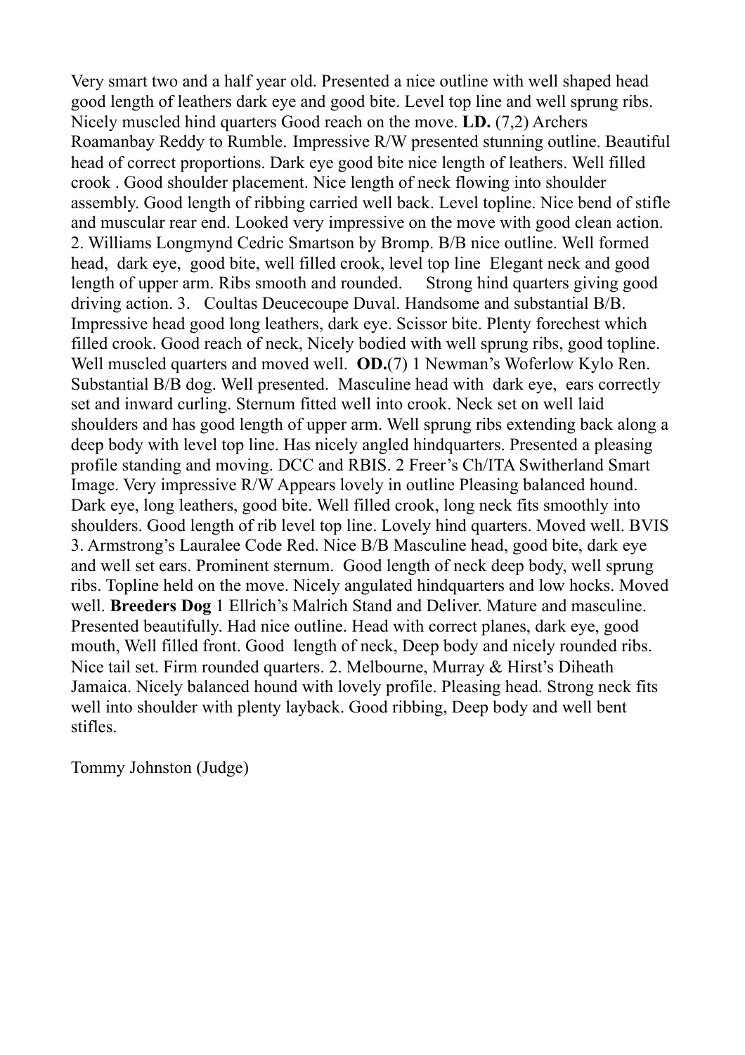Very smart two and a half year old. Presented a nice outline with well shaped head good length of leathers dark eye and good bite. Level top line and well sprung ribs. Nicely muscled hind quarters Good reach on the move. **LD.** (7,2) Archers Roamanbay Reddy to Rumble. Impressive R/W presented stunning outline. Beautiful head of correct proportions. Dark eye good bite nice length of leathers. Well filled crook . Good shoulder placement. Nice length of neck flowing into shoulder assembly. Good length of ribbing carried well back. Level topline. Nice bend of stifle and muscular rear end. Looked very impressive on the move with good clean action. 2. Williams Longmynd Cedric Smartson by Bromp. B/B nice outline. Well formed head, dark eye, good bite, well filled crook, level top line Elegant neck and good length of upper arm. Ribs smooth and rounded. Strong hind quarters giving good driving action. 3. Coultas Deucecoupe Duval. Handsome and substantial B/B. Impressive head good long leathers, dark eye. Scissor bite. Plenty forechest which filled crook. Good reach of neck, Nicely bodied with well sprung ribs, good topline. Well muscled quarters and moved well. **OD.**(7) 1 Newman's Woferlow Kylo Ren. Substantial B/B dog. Well presented. Masculine head with dark eye, ears correctly set and inward curling. Sternum fitted well into crook. Neck set on well laid shoulders and has good length of upper arm. Well sprung ribs extending back along a deep body with level top line. Has nicely angled hindquarters. Presented a pleasing profile standing and moving. DCC and RBIS. 2 Freer's Ch/ITA Switherland Smart Image. Very impressive R/W Appears lovely in outline Pleasing balanced hound. Dark eye, long leathers, good bite. Well filled crook, long neck fits smoothly into shoulders. Good length of rib level top line. Lovely hind quarters. Moved well. BVIS 3. Armstrong's Lauralee Code Red. Nice B/B Masculine head, good bite, dark eye and well set ears. Prominent sternum. Good length of neck deep body, well sprung ribs. Topline held on the move. Nicely angulated hindquarters and low hocks. Moved well. **Breeders Dog** 1 Ellrich's Malrich Stand and Deliver. Mature and masculine. Presented beautifully. Had nice outline. Head with correct planes, dark eye, good mouth, Well filled front. Good length of neck, Deep body and nicely rounded ribs. Nice tail set. Firm rounded quarters. 2. Melbourne, Murray & Hirst's Diheath Jamaica. Nicely balanced hound with lovely profile. Pleasing head. Strong neck fits well into shoulder with plenty layback. Good ribbing, Deep body and well bent stifles.

Tommy Johnston (Judge)